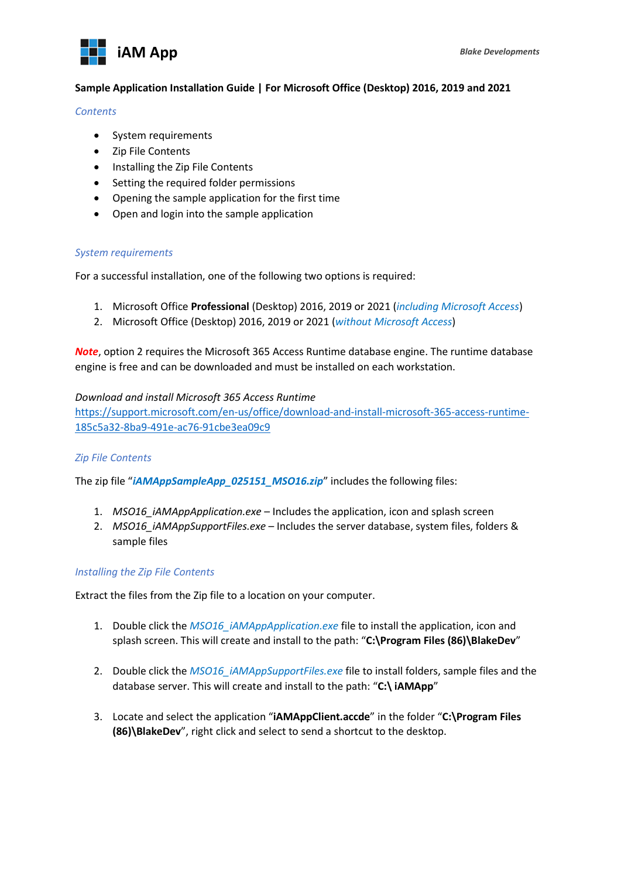# iAM App

**Blake Developments**

**Sample Application Installation Guide | For Microsoft Office (Desktop) 2016, 2019 and 2021**

## *Contents*

- System requirements
- Zip File Contents
- Installing the Zip File Contents
- Setting the required folder permissions
- Opening the sample application for the first time
- Open and login into the sample application

## *System requirements*

For a successful installation, one of the following two options is required:

1. Microsoft Office **Professional** (Desktop) 2016, 2019 or 2021 (*including Microsoft Access*)
2. Microsoft Office (Desktop) 2016, 2019 or 2021 (*without Microsoft Access*)

***Note***, option 2 requires the Microsoft 365 Access Runtime database engine. The runtime database engine is free and can be downloaded and must be installed on each workstation.

*Download and install Microsoft 365 Access Runtime*
https://support.microsoft.com/en-us/office/download-and-install-microsoft-365-access-runtime-185c5a32-8ba9-491e-ac76-91cbe3ea09c9

## *Zip File Contents*

The zip file "***iAMAppSampleApp_025151_MSO16.zip***" includes the following files:

1. *MSO16_iAMAppApplication.exe* – Includes the application, icon and splash screen
2. *MSO16_iAMAppSupportFiles.exe* – Includes the server database, system files, folders & sample files

## *Installing the Zip File Contents*

Extract the files from the Zip file to a location on your computer.

1. Double click the *MSO16_iAMAppApplication.exe* file to install the application, icon and splash screen. This will create and install to the path: "**C:\Program Files (86)\BlakeDev**"

2. Double click the *MSO16_iAMAppSupportFiles.exe* file to install folders, sample files and the database server. This will create and install to the path: "**C:\ iAMApp**"

3. Locate and select the application "**iAMAppClient.accde**" in the folder "**C:\Program Files (86)\BlakeDev**", right click and select to send a shortcut to the desktop.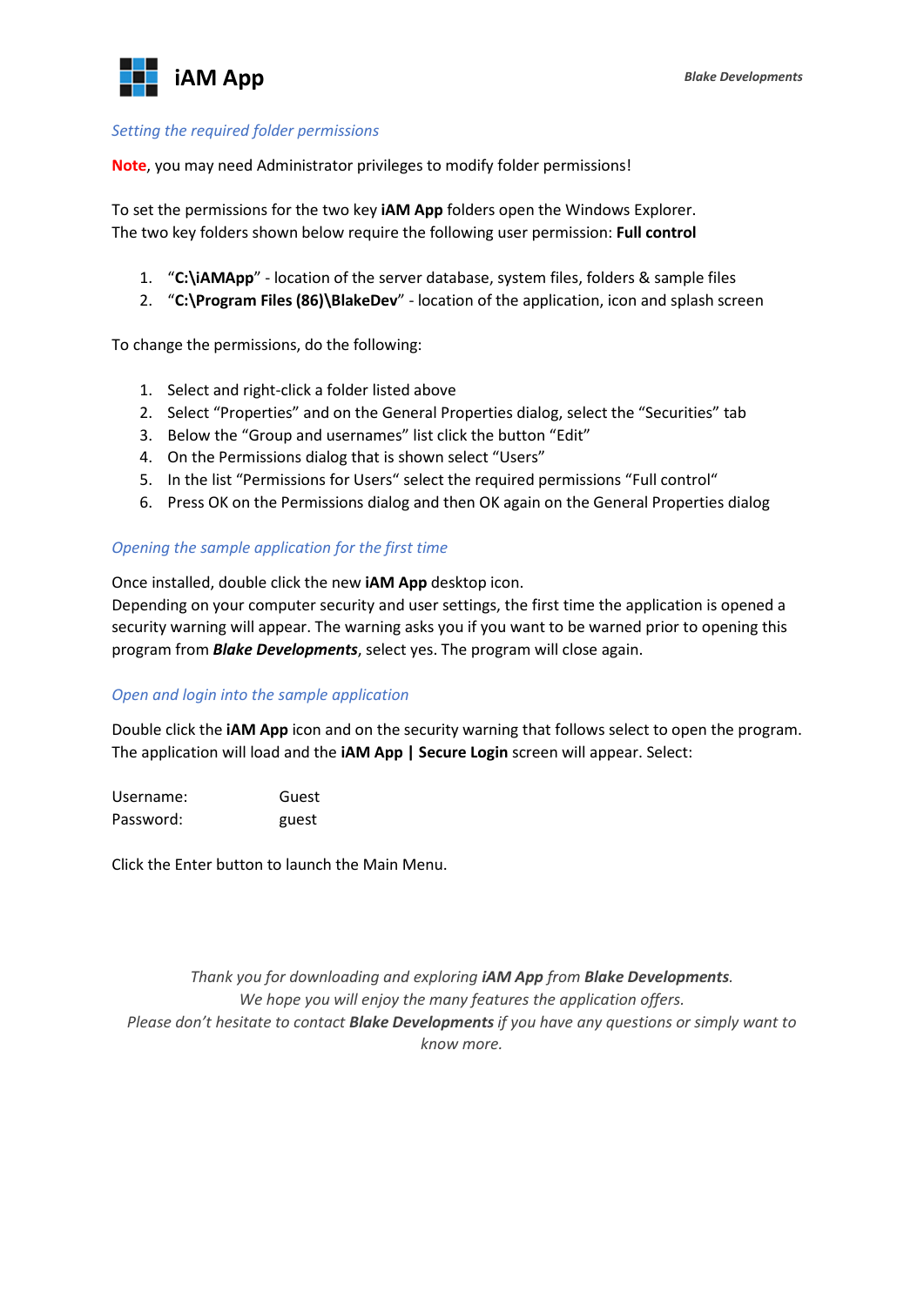### *Setting the required folder permissions*

**Note**, you may need Administrator privileges to modify folder permissions!

To set the permissions for the two key **iAM App** folders open the Windows Explorer.
The two key folders shown below require the following user permission: **Full control**

1. "**C:\iAMApp**" - location of the server database, system files, folders & sample files
2. "**C:\Program Files (86)\BlakeDev**" - location of the application, icon and splash screen

To change the permissions, do the following:

1. Select and right-click a folder listed above
2. Select "Properties" and on the General Properties dialog, select the "Securities" tab
3. Below the "Group and usernames" list click the button "Edit"
4. On the Permissions dialog that is shown select "Users"
5. In the list "Permissions for Users" select the required permissions "Full control"
6. Press OK on the Permissions dialog and then OK again on the General Properties dialog

### *Opening the sample application for the first time*

Once installed, double click the new **iAM App** desktop icon.
Depending on your computer security and user settings, the first time the application is opened a security warning will appear. The warning asks you if you want to be warned prior to opening this program from ***Blake Developments***, select yes. The program will close again.

### *Open and login into the sample application*

Double click the **iAM App** icon and on the security warning that follows select to open the program.
The application will load and the **iAM App | Secure Login** screen will appear. Select:

Username: Guest
Password: guest

Click the Enter button to launch the Main Menu.

*Thank you for downloading and exploring **iAM App** from **Blake Developments**.*
*We hope you will enjoy the many features the application offers.*
*Please don't hesitate to contact **Blake Developments** if you have any questions or simply want to know more.*